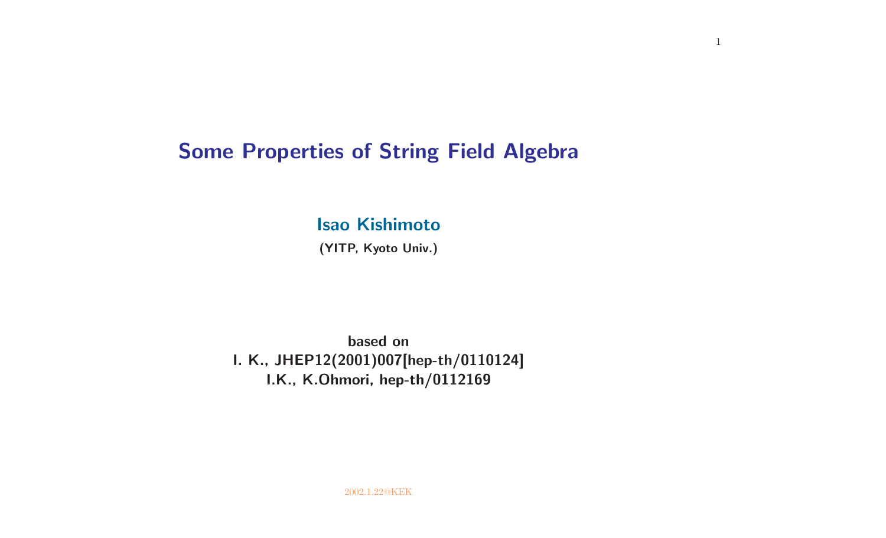# Some Properties of String Field Algebra

**Isao Kishimoto**

**(YITP, Kyoto Univ.)**

**based on**

**I. K., JHEP12(2001)007[hep-th/0110124]**

**I.K., K.Ohmori, hep-th/0112169**

2002.1.22@KEK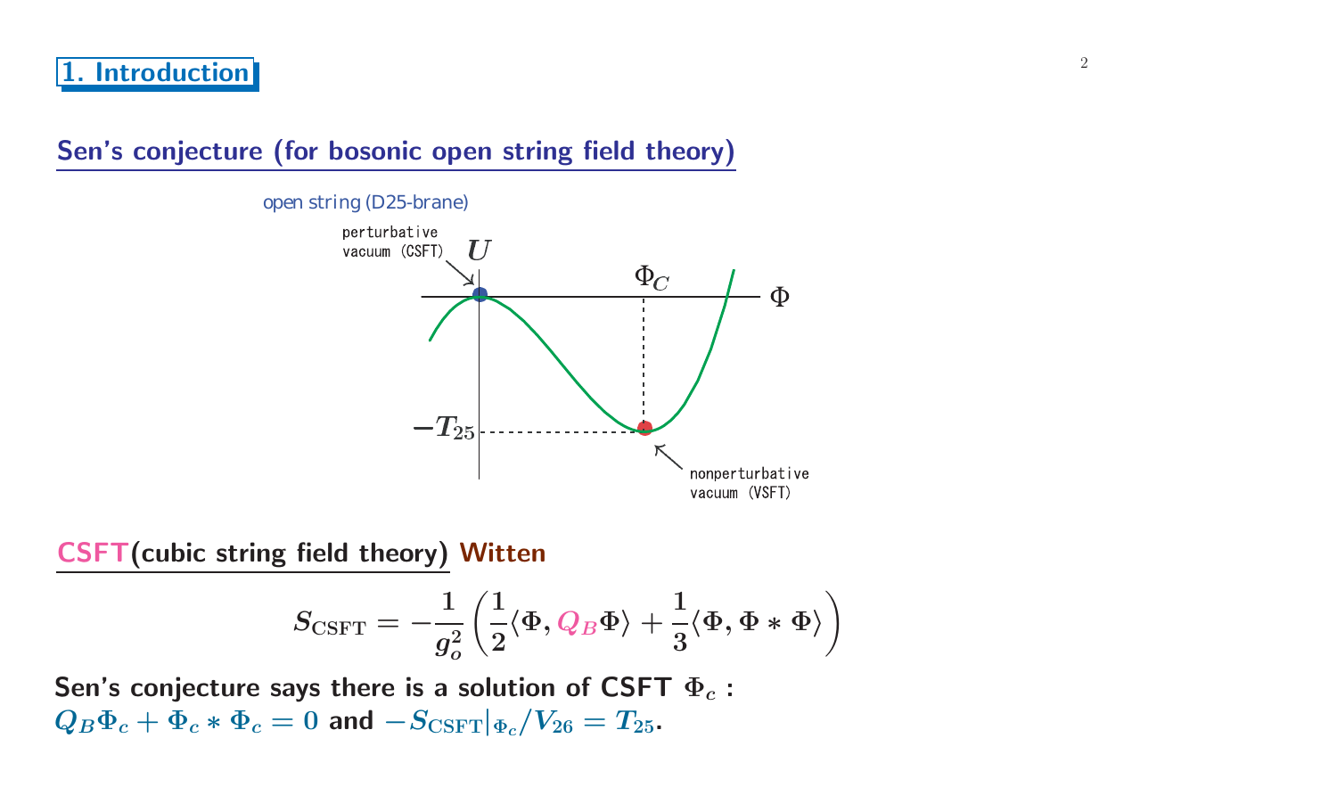# 1. Introduction

## Sen's conjecture (for bosonic open string field theory)

open string (D25-brane)

perturbative vacuum (CSFT)

$U$

$\Phi_C$

$\Phi$

$-T_{25}$

nonperturbative vacuum (VSFT)

## CSFT(cubic string field theory) Witten

$$S_{\rm CSFT} = -\frac{1}{g_o^2}\left(\frac{1}{2}\langle \Phi, Q_B \Phi\rangle + \frac{1}{3}\langle \Phi, \Phi * \Phi\rangle\right)$$

**Sen's conjecture says there is a solution of CSFT $\Phi_c$ :**
$Q_B\Phi_c + \Phi_c * \Phi_c = 0$ **and** $-S_{\rm CSFT}|_{\Phi_c}/V_{26} = T_{25}$.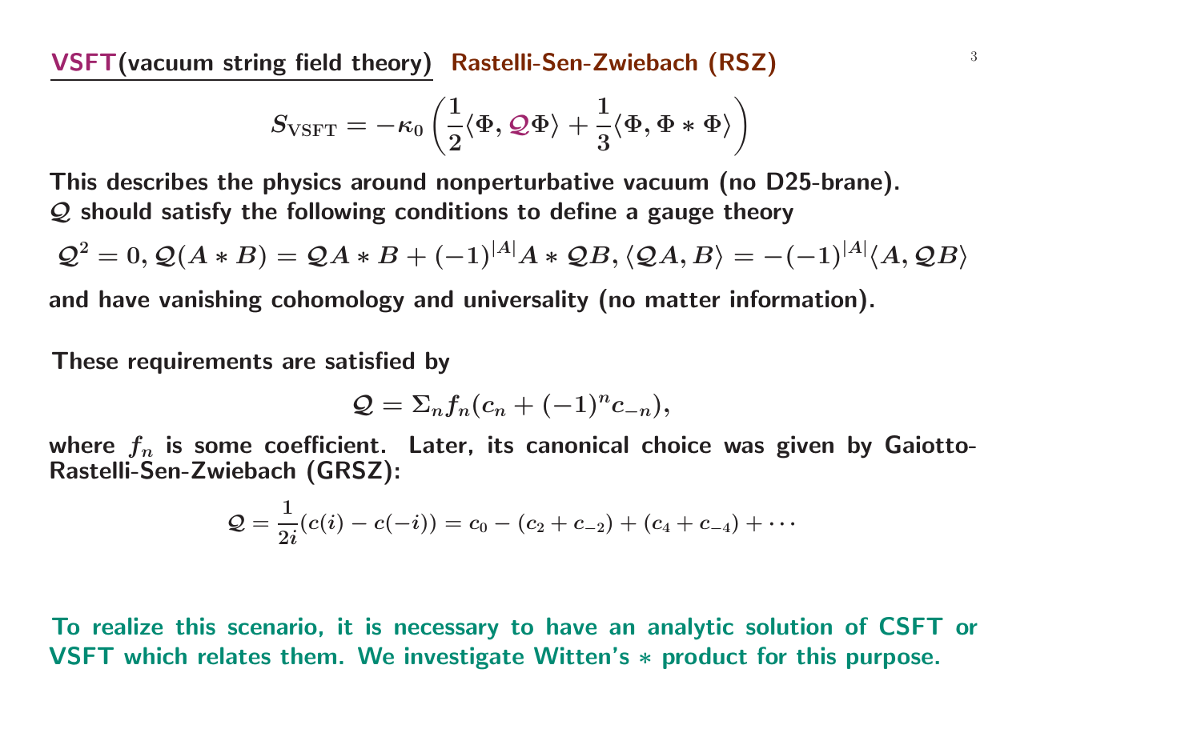## VSFT(vacuum string field theory) Rastelli-Sen-Zwiebach (RSZ)

$$S_{\rm VSFT} = -\kappa_0 \left( \frac{1}{2}\langle \Phi, \mathcal{Q}\Phi \rangle + \frac{1}{3}\langle \Phi, \Phi * \Phi \rangle \right)$$

This describes the physics around nonperturbative vacuum (no D25-brane).
$\mathcal{Q}$ should satisfy the following conditions to define a gauge theory

$$\mathcal{Q}^2 = 0, \mathcal{Q}(A * B) = \mathcal{Q}A * B + (-1)^{|A|} A * \mathcal{Q}B, \langle \mathcal{Q}A, B \rangle = -(-1)^{|A|}\langle A, \mathcal{Q}B \rangle$$

and have vanishing cohomology and universality (no matter information).

These requirements are satisfied by

$$\mathcal{Q} = \Sigma_n f_n (c_n + (-1)^n c_{-n}),$$

where $f_n$ is some coefficient. Later, its canonical choice was given by Gaiotto-Rastelli-Sen-Zwiebach (GRSZ):

$$\mathcal{Q} = \frac{1}{2i}(c(i) - c(-i)) = c_0 - (c_2 + c_{-2}) + (c_4 + c_{-4}) + \cdots$$

To realize this scenario, it is necessary to have an analytic solution of CSFT or VSFT which relates them. We investigate Witten's $*$ product for this purpose.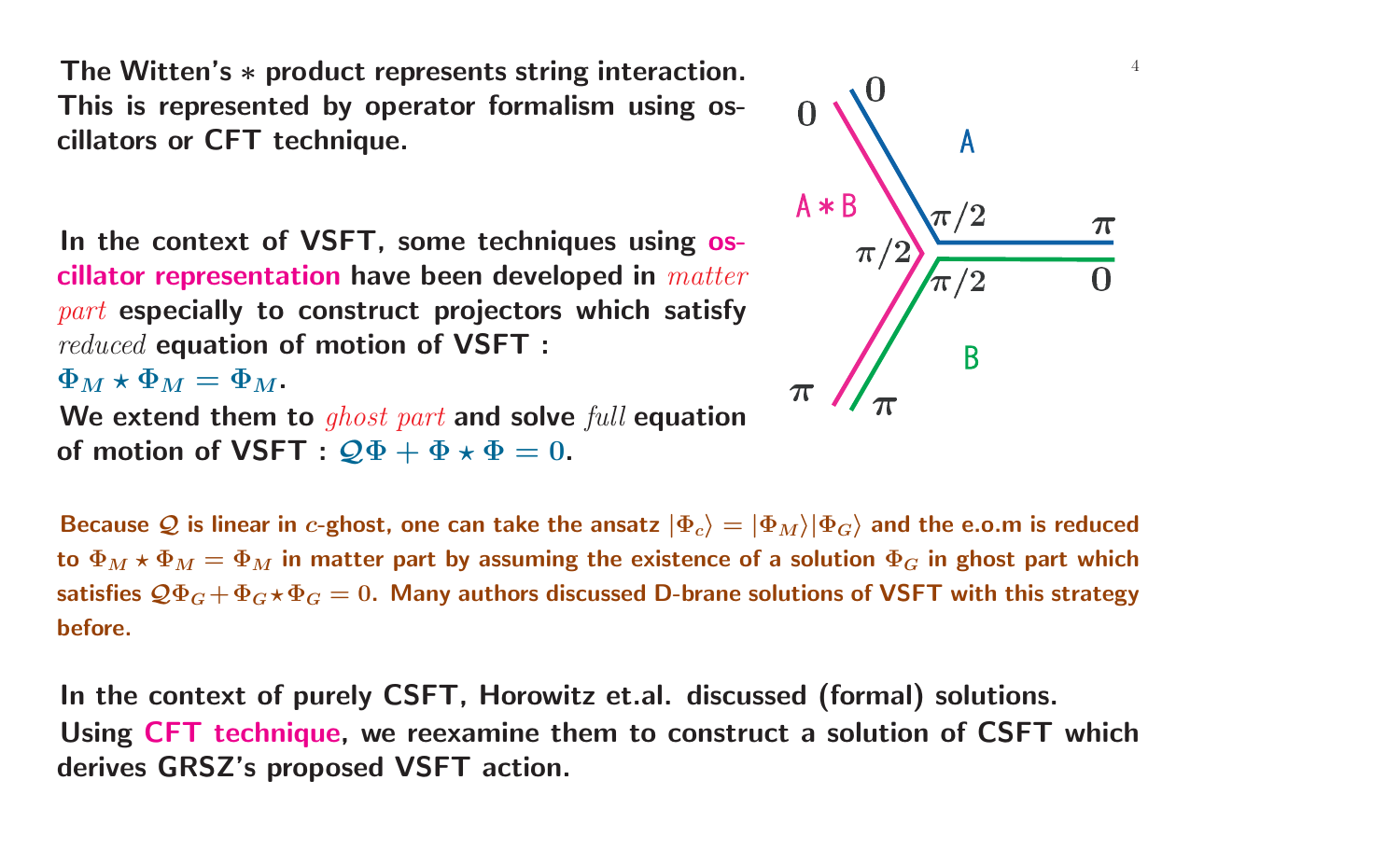**The Witten's $*$ product represents string interaction. This is represented by operator formalism using oscillators or CFT technique.**

**In the context of VSFT, some techniques using oscillator representation have been developed in *matter part* especially to construct projectors which satisfy *reduced* equation of motion of VSFT :**
$\Phi_M \star \Phi_M = \Phi_M$.
**We extend them to *ghost part* and solve *full* equation of motion of VSFT :** $\mathcal{Q}\Phi + \Phi \star \Phi = 0$.

**Because $\mathcal{Q}$ is linear in $c$-ghost, one can take the ansatz $|\Phi_c\rangle = |\Phi_M\rangle|\Phi_G\rangle$ and the e.o.m is reduced to $\Phi_M \star \Phi_M = \Phi_M$ in matter part by assuming the existence of a solution $\Phi_G$ in ghost part which satisfies $\mathcal{Q}\Phi_G + \Phi_G \star \Phi_G = 0$. Many authors discussed D-brane solutions of VSFT with this strategy before.**

**In the context of purely CSFT, Horowitz et.al. discussed (formal) solutions. Using CFT technique, we reexamine them to construct a solution of CSFT which derives GRSZ's proposed VSFT action.**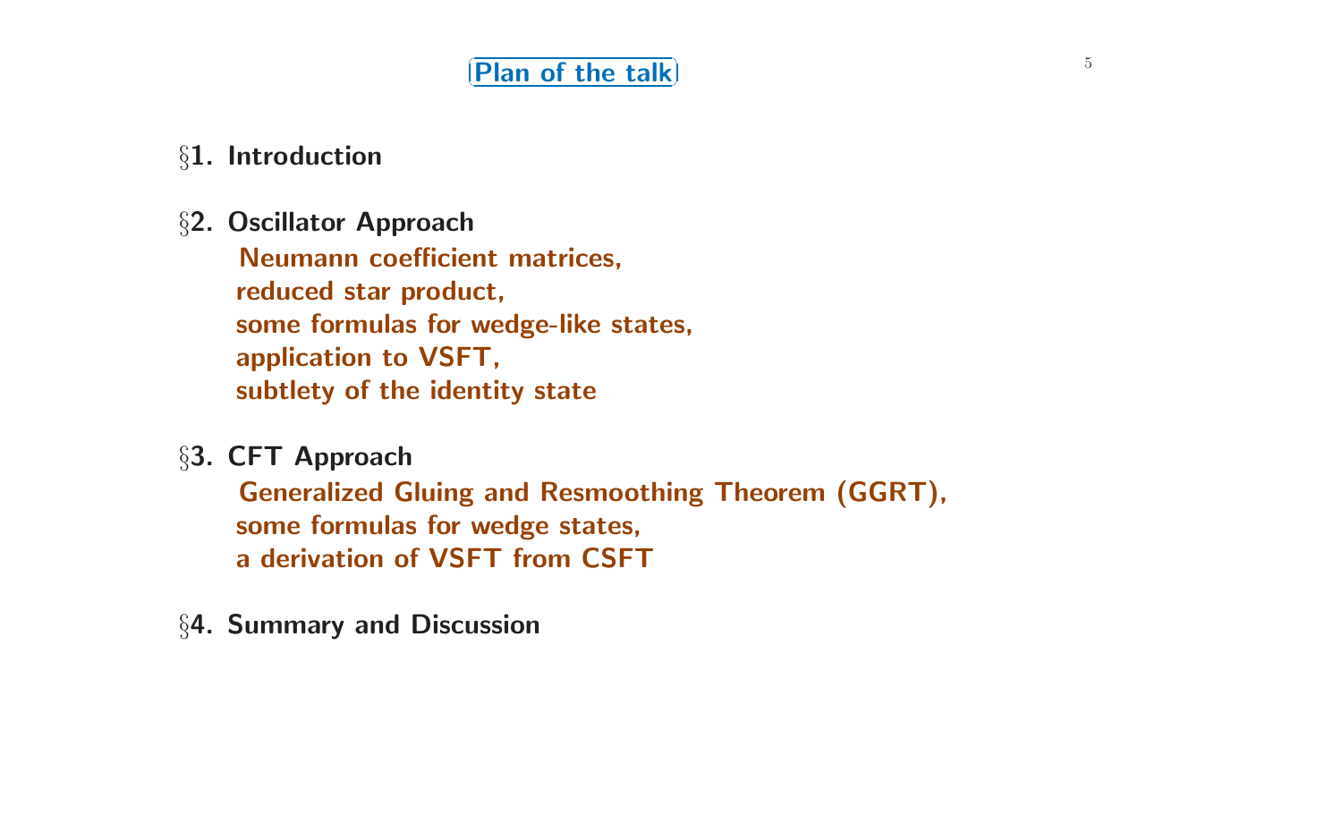## Plan of the talk

**§1. Introduction**

**§2. Oscillator Approach**

**Neumann coefficient matrices,**
**reduced star product,**
**some formulas for wedge-like states,**
**application to VSFT,**
**subtlety of the identity state**

**§3. CFT Approach**

**Generalized Gluing and Resmoothing Theorem (GGRT),**
**some formulas for wedge states,**
**a derivation of VSFT from CSFT**

**§4. Summary and Discussion**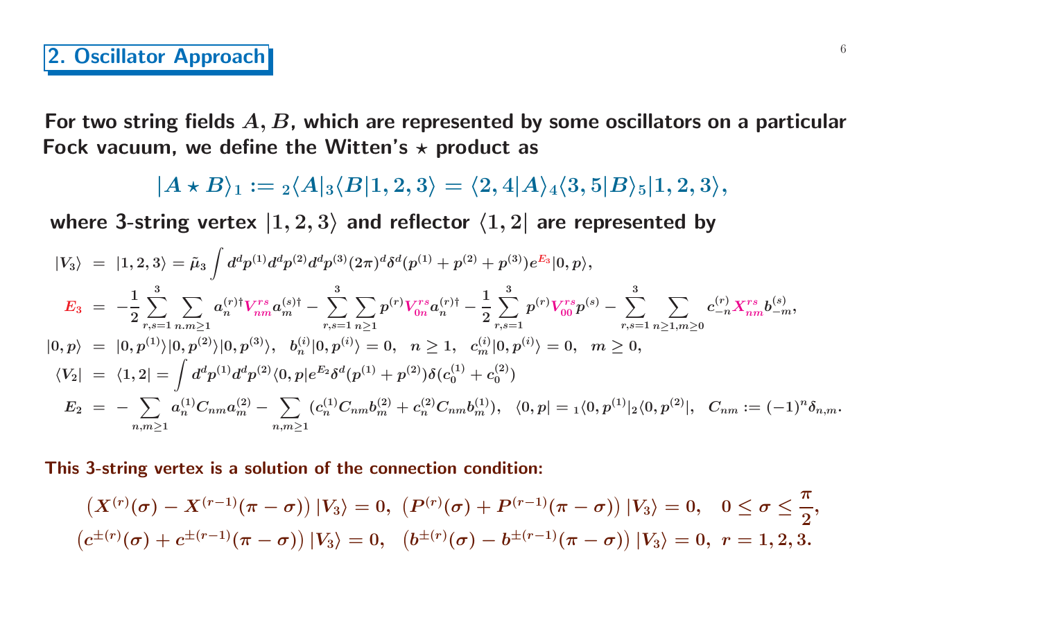## 2. Oscillator Approach

**For two string fields $A, B$, which are represented by some oscillators on a particular Fock vacuum, we define the Witten's $\star$ product as**

$$|A \star B\rangle_1 := {}_2\langle A|_3\langle B|1,2,3\rangle = \langle 2,4|A\rangle_4 \langle 3,5|B\rangle_5 |1,2,3\rangle,$$

**where 3-string vertex $|1,2,3\rangle$ and reflector $\langle 1,2|$ are represented by**

$$|V_3\rangle = |1,2,3\rangle = \tilde{\mu}_3 \int d^dp^{(1)} d^dp^{(2)} d^dp^{(3)} (2\pi)^d \delta^d(p^{(1)}+p^{(2)}+p^{(3)}) e^{E_3} |0,p\rangle,$$

$$E_3 = -\frac{1}{2}\sum_{r,s=1}^{3} \sum_{n.m\geq 1} a_n^{(r)\dagger} V_{nm}^{rs} a_m^{(s)\dagger} - \sum_{r,s=1}^{3}\sum_{n\geq 1} p^{(r)} V_{0n}^{rs} a_n^{(r)\dagger} - \frac{1}{2}\sum_{r,s=1}^{3} p^{(r)} V_{00}^{rs} p^{(s)} - \sum_{r,s=1}^{3}\sum_{n\geq 1, m\geq 0} c_{-n}^{(r)} X_{nm}^{rs} b_{-m}^{(s)},$$

$$|0,p\rangle = |0,p^{(1)}\rangle |0,p^{(2)}\rangle |0,p^{(3)}\rangle, \quad b_n^{(i)}|0,p^{(i)}\rangle = 0, \quad n \geq 1, \quad c_m^{(i)}|0,p^{(i)}\rangle = 0, \quad m \geq 0,$$

$$\langle V_2| = \langle 1,2| = \int d^dp^{(1)} d^dp^{(2)} \langle 0,p| e^{E_2} \delta^d(p^{(1)}+p^{(2)}) \delta(c_0^{(1)}+c_0^{(2)})$$

$$E_2 = -\sum_{n,m\geq 1} a_n^{(1)} C_{nm} a_m^{(2)} - \sum_{n,m\geq 1} (c_n^{(1)} C_{nm} b_m^{(2)} + c_n^{(2)} C_{nm} b_m^{(1)}), \quad \langle 0,p| = {}_1\langle 0,p^{(1)}|_2\langle 0,p^{(2)}|, \quad C_{nm} := (-1)^n \delta_{n,m}.$$

**This 3-string vertex is a solution of the connection condition:**

$$\left(X^{(r)}(\sigma) - X^{(r-1)}(\pi-\sigma)\right)|V_3\rangle = 0, \; \left(P^{(r)}(\sigma) + P^{(r-1)}(\pi-\sigma)\right)|V_3\rangle = 0, \quad 0 \leq \sigma \leq \frac{\pi}{2},$$

$$\left(c^{\pm(r)}(\sigma) + c^{\pm(r-1)}(\pi-\sigma)\right)|V_3\rangle = 0, \quad \left(b^{\pm(r)}(\sigma) - b^{\pm(r-1)}(\pi-\sigma)\right)|V_3\rangle = 0, \; r = 1,2,3.$$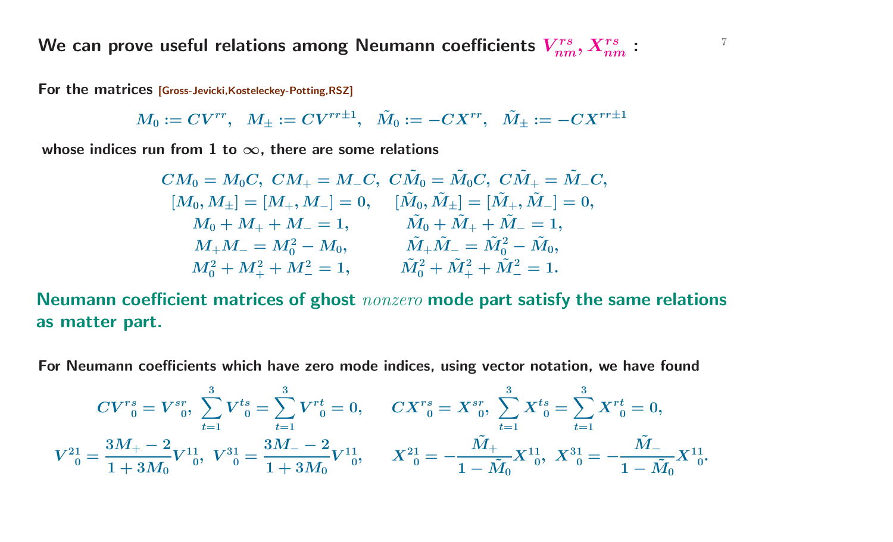## We can prove useful relations among Neumann coefficients $V^{rs}_{nm}, X^{rs}_{nm}$ :

**For the matrices** [Gross-Jevicki,Kosteleckey-Potting,RSZ]

$$M_0 := CV^{rr}, \quad M_\pm := CV^{rr\pm1}, \quad \tilde{M}_0 := -CX^{rr}, \quad \tilde{M}_\pm := -CX^{rr\pm1}$$

**whose indices run from 1 to $\infty$, there are some relations**

$$CM_0 = M_0C, \; CM_+ = M_-C, \; C\tilde{M}_0 = \tilde{M}_0C, \; C\tilde{M}_+ = \tilde{M}_-C,$$

$$[M_0, M_\pm] = [M_+, M_-] = 0, \qquad [\tilde{M}_0, \tilde{M}_\pm] = [\tilde{M}_+, \tilde{M}_-] = 0,$$

$$M_0 + M_+ + M_- = 1, \qquad \tilde{M}_0 + \tilde{M}_+ + \tilde{M}_- = 1,$$

$$M_+M_- = M_0^2 - M_0, \qquad \tilde{M}_+\tilde{M}_- = \tilde{M}_0^2 - \tilde{M}_0,$$

$$M_0^2 + M_+^2 + M_-^2 = 1, \qquad \tilde{M}_0^2 + \tilde{M}_+^2 + \tilde{M}_-^2 = 1.$$

**Neumann coefficient matrices of ghost *nonzero* mode part satisfy the same relations as matter part.**

**For Neumann coefficients which have zero mode indices, using vector notation, we have found**

$$CV^{rs}{}_0 = V^{sr}{}_0, \; \sum_{t=1}^{3} V^{ts}{}_0 = \sum_{t=1}^{3} V^{rt}{}_0 = 0, \qquad CX^{rs}{}_0 = X^{sr}{}_0, \; \sum_{t=1}^{3} X^{ts}{}_0 = \sum_{t=1}^{3} X^{rt}{}_0 = 0,$$

$$V^{21}{}_0 = \frac{3M_+ - 2}{1 + 3M_0} V^{11}{}_0, \; V^{31}{}_0 = \frac{3M_- - 2}{1 + 3M_0} V^{11}{}_0, \qquad X^{21}{}_0 = -\frac{\tilde{M}_+}{1 - \tilde{M}_0} X^{11}{}_0, \; X^{31}{}_0 = -\frac{\tilde{M}_-}{1 - \tilde{M}_0} X^{11}{}_0.$$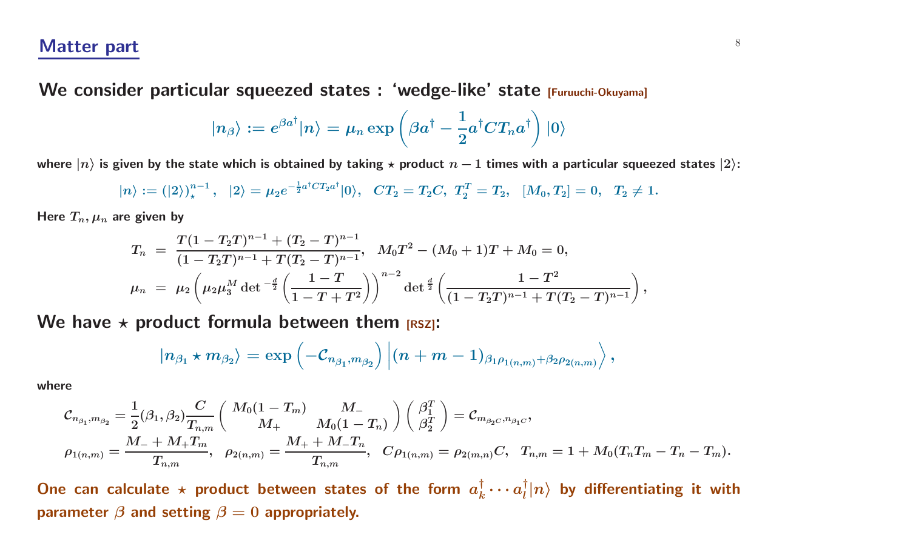## Matter part

**We consider particular squeezed states : 'wedge-like' state [Furuuchi-Okuyama]**

$$|n_\beta\rangle := e^{\beta a^\dagger}|n\rangle = \mu_n \exp\left(\beta a^\dagger - \frac{1}{2}a^\dagger C T_n a^\dagger\right)|0\rangle$$

**where $|n\rangle$ is given by the state which is obtained by taking $\star$ product $n-1$ times with a particular squeezed states $|2\rangle$:**

$$|n\rangle := (|2\rangle)_\star^{n-1}, \quad |2\rangle = \mu_2 e^{-\frac{1}{2}a^\dagger C T_2 a^\dagger}|0\rangle, \quad CT_2 = T_2 C, \; T_2^T = T_2, \quad [M_0, T_2] = 0, \quad T_2 \neq 1.$$

**Here $T_n, \mu_n$ are given by**

$$T_n = \frac{T(1-T_2T)^{n-1} + (T_2 - T)^{n-1}}{(1-T_2T)^{n-1} + T(T_2-T)^{n-1}}, \quad M_0 T^2 - (M_0+1)T + M_0 = 0,$$

$$\mu_n = \mu_2\left(\mu_2 \mu_3^M \det{}^{-\frac{d}{2}}\left(\frac{1-T}{1-T+T^2}\right)\right)^{n-2} \det{}^{\frac{d}{2}}\left(\frac{1-T^2}{(1-T_2T)^{n-1} + T(T_2-T)^{n-1}}\right),$$

**We have $\star$ product formula between them [RSZ]:**

$$|n_{\beta_1} \star m_{\beta_2}\rangle = \exp\left(-\mathcal{C}_{n_{\beta_1}, m_{\beta_2}}\right)\left|(n+m-1)_{\beta_1 \rho_{1(n,m)} + \beta_2 \rho_{2(n,m)}}\right\rangle,$$

**where**

$$\mathcal{C}_{n_{\beta_1}, m_{\beta_2}} = \frac{1}{2}(\beta_1, \beta_2)\frac{C}{T_{n,m}}\begin{pmatrix} M_0(1-T_m) & M_- \\ M_+ & M_0(1-T_n)\end{pmatrix}\begin{pmatrix}\beta_1^T \\ \beta_2^T\end{pmatrix} = \mathcal{C}_{m_{\beta_2 C}, n_{\beta_1 C}},$$

$$\rho_{1(n,m)} = \frac{M_- + M_+ T_m}{T_{n,m}}, \quad \rho_{2(n,m)} = \frac{M_+ + M_- T_n}{T_{n,m}}, \quad C\rho_{1(n,m)} = \rho_{2(m,n)}C, \quad T_{n,m} = 1 + M_0(T_nT_m - T_n - T_m).$$

**One can calculate $\star$ product between states of the form $a_k^\dagger \cdots a_l^\dagger|n\rangle$ by differentiating it with parameter $\beta$ and setting $\beta = 0$ appropriately.**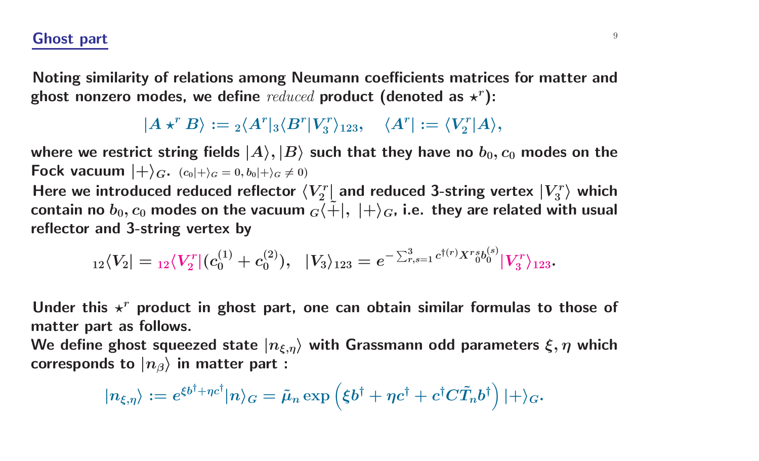## Ghost part

Noting similarity of relations among Neumann coefficients matrices for matter and ghost nonzero modes, we define *reduced* product (denoted as $\star^r$):

$$|A \star^r B\rangle := {}_2\langle A^r|_3\langle B^r|V_3^r\rangle_{123}, \quad \langle A^r| := \langle V_2^r|A\rangle,$$

where we restrict string fields $|A\rangle, |B\rangle$ such that they have no $b_0, c_0$ modes on the Fock vacuum $|+\rangle_G$. $(c_0|+\rangle_G = 0, b_0|+\rangle_G \neq 0)$

Here we introduced reduced reflector $\langle V_2^r|$ and reduced 3-string vertex $|V_3^r\rangle$ which contain no $b_0, c_0$ modes on the vacuum ${}_G\langle\tilde{+}|,\ |+\rangle_G$, i.e. they are related with usual reflector and 3-string vertex by

$${}_{12}\langle V_2| = {}_{12}\langle V_2^r|(c_0^{(1)} + c_0^{(2)}), \quad |V_3\rangle_{123} = e^{-\sum_{r,s=1}^{3} c^{\dagger(r)} X^{rs}{}_0 b_0^{(s)}}|V_3^r\rangle_{123}.$$

Under this $\star^r$ product in ghost part, one can obtain similar formulas to those of matter part as follows.

We define ghost squeezed state $|n_{\xi,\eta}\rangle$ with Grassmann odd parameters $\xi, \eta$ which corresponds to $|n_\beta\rangle$ in matter part :

$$|n_{\xi,\eta}\rangle := e^{\xi b^\dagger + \eta c^\dagger}|n\rangle_G = \tilde{\mu}_n \exp\left(\xi b^\dagger + \eta c^\dagger + c^\dagger C\tilde{T}_n b^\dagger\right)|+\rangle_G.$$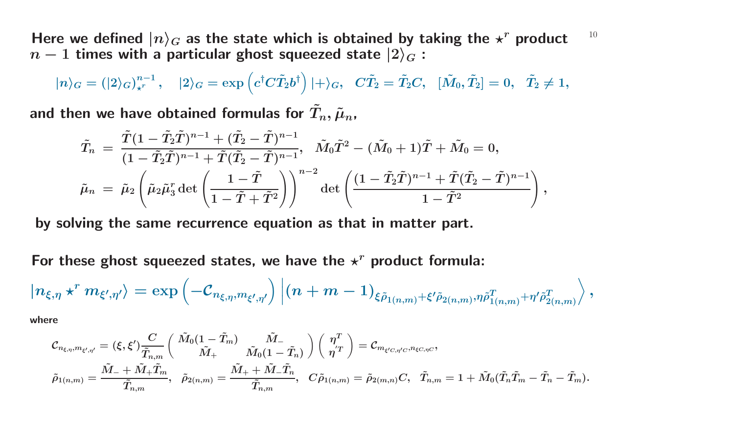Here we defined $|n\rangle_G$ as the state which is obtained by taking the $\star^r$ product $n-1$ times with a particular ghost squeezed state $|2\rangle_G$ :

$$|n\rangle_G = (|2\rangle_G)^{n-1}_{\star^r}, \quad |2\rangle_G = \exp\left(c^\dagger C\tilde{T}_2 b^\dagger\right)|+\rangle_G, \quad C\tilde{T}_2 = \tilde{T}_2 C, \quad [\tilde{M}_0, \tilde{T}_2] = 0, \quad \tilde{T}_2 \neq 1,$$

and then we have obtained formulas for $\tilde{T}_n, \tilde{\mu}_n$,

$$\tilde{T}_n = \frac{\tilde{T}(1-\tilde{T}_2\tilde{T})^{n-1} + (\tilde{T}_2 - \tilde{T})^{n-1}}{(1-\tilde{T}_2\tilde{T})^{n-1} + \tilde{T}(\tilde{T}_2 - \tilde{T})^{n-1}}, \quad \tilde{M}_0\tilde{T}^2 - (\tilde{M}_0+1)\tilde{T} + \tilde{M}_0 = 0,$$

$$\tilde{\mu}_n = \tilde{\mu}_2\left(\tilde{\mu}_2\tilde{\mu}_3^r \det\left(\frac{1-\tilde{T}}{1-\tilde{T}+\tilde{T}^2}\right)\right)^{n-2} \det\left(\frac{(1-\tilde{T}_2\tilde{T})^{n-1} + \tilde{T}(\tilde{T}_2-\tilde{T})^{n-1}}{1-\tilde{T}^2}\right),$$

by solving the same recurrence equation as that in matter part.

For these ghost squeezed states, we have the $\star^r$ product formula:

$$|n_{\xi,\eta} \star^r m_{\xi',\eta'}\rangle = \exp\left(-\mathcal{C}_{n_{\xi,\eta}, m_{\xi',\eta'}}\right)\left|(n+m-1)_{\xi\tilde{\rho}_{1(n,m)} + \xi'\tilde{\rho}_{2(n,m)}, \eta\tilde{\rho}^T_{1(n,m)} + \eta'\tilde{\rho}^T_{2(n,m)}}\right\rangle,$$

where

$$\mathcal{C}_{n_{\xi,\eta}, m_{\xi',\eta'}} = (\xi, \xi')\frac{C}{\tilde{T}_{n,m}}\begin{pmatrix} \tilde{M}_0(1-\tilde{T}_m) & \tilde{M}_- \\ \tilde{M}_+ & \tilde{M}_0(1-\tilde{T}_n)\end{pmatrix}\begin{pmatrix}\eta^T \\ \eta'^T\end{pmatrix} = \mathcal{C}_{m_{\xi' C, \eta' C}, n_{\xi C, \eta C}},$$

$$\tilde{\rho}_{1(n,m)} = \frac{\tilde{M}_- + \tilde{M}_+\tilde{T}_m}{\tilde{T}_{n,m}}, \quad \tilde{\rho}_{2(n,m)} = \frac{\tilde{M}_+ + \tilde{M}_-\tilde{T}_n}{\tilde{T}_{n,m}}, \quad C\tilde{\rho}_{1(n,m)} = \tilde{\rho}_{2(m,n)}C, \quad \tilde{T}_{n,m} = 1 + \tilde{M}_0(\tilde{T}_n\tilde{T}_m - \tilde{T}_n - \tilde{T}_m).$$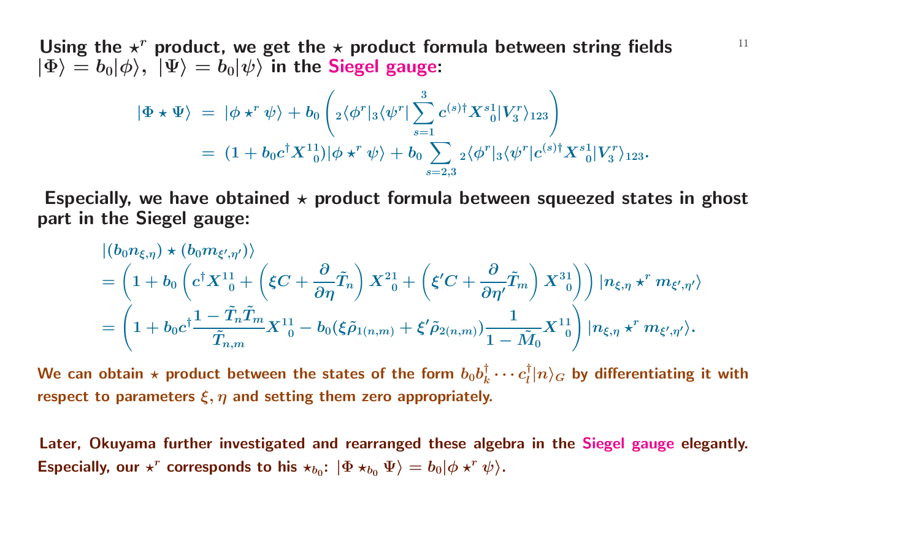**Using the $\star^r$ product, we get the $\star$ product formula between string fields $|\Phi\rangle = b_0|\phi\rangle,\ |\Psi\rangle = b_0|\psi\rangle$ in the Siegel gauge:**

$$
\begin{aligned}
|\Phi\star\Psi\rangle &= |\phi\star^r\psi\rangle + b_0\left({}_2\langle\phi^r|_3\langle\psi^r|\sum_{s=1}^{3} c^{(s)\dagger} X^{s1}_{\ \ 0}|V_3^r\rangle_{123}\right)\\
&= (1+b_0 c^\dagger X^{11}_{\ \ 0})|\phi\star^r\psi\rangle + b_0\sum_{s=2,3} {}_2\langle\phi^r|_3\langle\psi^r|c^{(s)\dagger}X^{s1}_{\ \ 0}|V_3^r\rangle_{123}.
\end{aligned}
$$

**Especially, we have obtained $\star$ product formula between squeezed states in ghost part in the Siegel gauge:**

$$
\begin{aligned}
&|(b_0 n_{\xi,\eta})\star(b_0 m_{\xi',\eta'})\rangle\\
&= \left(1 + b_0\left(c^\dagger X^{11}_{\ \ 0} + \left(\xi C + \frac{\partial}{\partial\eta}\tilde{T}_n\right)X^{21}_{\ \ 0} + \left(\xi' C + \frac{\partial}{\partial\eta'}\tilde{T}_m\right)X^{31}_{\ \ 0}\right)\right)|n_{\xi,\eta}\star^r m_{\xi',\eta'}\rangle\\
&= \left(1 + b_0 c^\dagger \frac{1-\tilde{T}_n\tilde{T}_m}{\tilde{T}_{n,m}}X^{11}_{\ \ 0} - b_0(\xi\tilde{\rho}_{1(n,m)} + \xi'\tilde{\rho}_{2(n,m)})\frac{1}{1-\tilde{M}_0}X^{11}_{\ \ 0}\right)|n_{\xi,\eta}\star^r m_{\xi',\eta'}\rangle.
\end{aligned}
$$

**We can obtain $\star$ product between the states of the form $b_0 b_k^\dagger\cdots c_l^\dagger|n\rangle_G$ by differentiating it with respect to parameters $\xi,\eta$ and setting them zero appropriately.**

**Later, Okuyama further investigated and rearranged these algebra in the Siegel gauge elegantly. Especially, our $\star^r$ corresponds to his $\star_{b_0}$: $|\Phi\star_{b_0}\Psi\rangle = b_0|\phi\star^r\psi\rangle$.**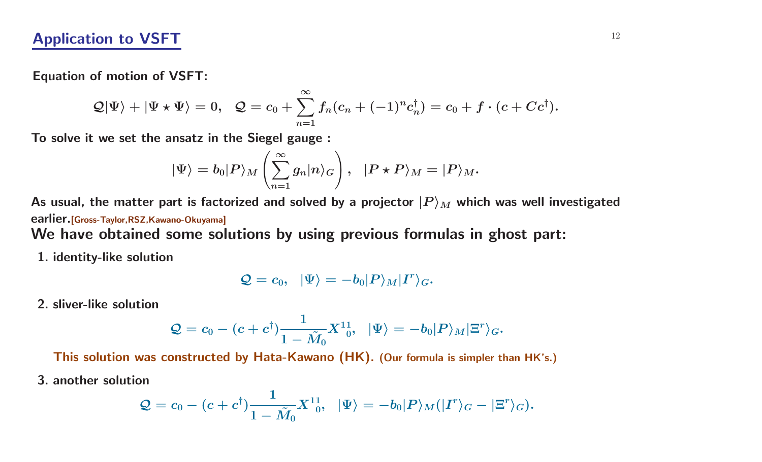## Application to VSFT

**Equation of motion of VSFT:**

$$\mathcal{Q}|\Psi\rangle + |\Psi \star \Psi\rangle = 0, \quad \mathcal{Q} = c_0 + \sum_{n=1}^{\infty} f_n(c_n + (-1)^n c_n^\dagger) = c_0 + f \cdot (c + Cc^\dagger).$$

**To solve it we set the ansatz in the Siegel gauge :**

$$|\Psi\rangle = b_0 |P\rangle_M \left( \sum_{n=1}^{\infty} g_n |n\rangle_G \right), \quad |P \star P\rangle_M = |P\rangle_M.$$

**As usual, the matter part is factorized and solved by a projector $|P\rangle_M$ which was well investigated earlier.** [Gross-Taylor,RSZ,Kawano-Okuyama]

**We have obtained some solutions by using previous formulas in ghost part:**

1. **identity-like solution**

$$\mathcal{Q} = c_0, \quad |\Psi\rangle = -b_0 |P\rangle_M |I^r\rangle_G.$$

2. **sliver-like solution**

$$\mathcal{Q} = c_0 - (c + c^\dagger) \frac{1}{1 - \tilde{M}_0} X^{11}{}_0, \quad |\Psi\rangle = -b_0 |P\rangle_M |\Xi^r\rangle_G.$$

   **This solution was constructed by Hata-Kawano (HK).** **(Our formula is simpler than HK's.)**

3. **another solution**

$$\mathcal{Q} = c_0 - (c + c^\dagger) \frac{1}{1 - \tilde{M}_0} X^{11}{}_0, \quad |\Psi\rangle = -b_0 |P\rangle_M (|I^r\rangle_G - |\Xi^r\rangle_G).$$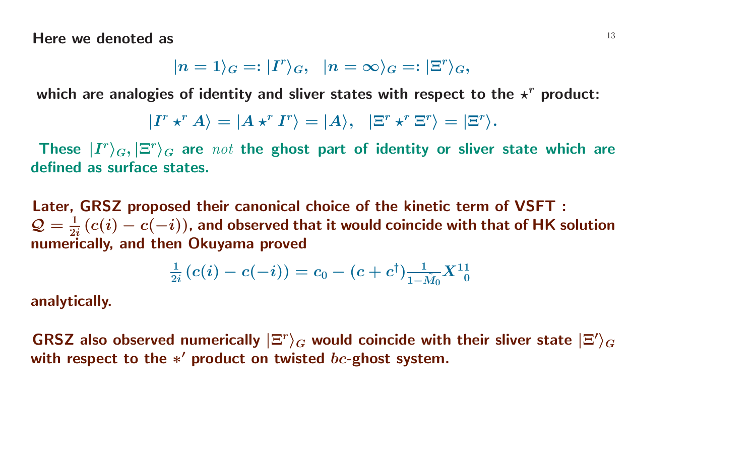Here we denoted as

$$|n=1\rangle_G =: |I^r\rangle_G, \quad |n=\infty\rangle_G =: |\Xi^r\rangle_G,$$

which are analogies of identity and sliver states with respect to the $\star^r$ product:

$$|I^r \star^r A\rangle = |A \star^r I^r\rangle = |A\rangle, \quad |\Xi^r \star^r \Xi^r\rangle = |\Xi^r\rangle.$$

These $|I^r\rangle_G, |\Xi^r\rangle_G$ are *not* the ghost part of identity or sliver state which are defined as surface states.

Later, GRSZ proposed their canonical choice of the kinetic term of VSFT : $\mathcal{Q} = \frac{1}{2i}\left(c(i) - c(-i)\right)$, and observed that it would coincide with that of HK solution numerically, and then Okuyama proved

$$\frac{1}{2i}\left(c(i) - c(-i)\right) = c_0 - (c + c^\dagger)\frac{1}{1-\tilde{M}_0}X^{11}_{\ 0}$$

analytically.

GRSZ also observed numerically $|\Xi^r\rangle_G$ would coincide with their sliver state $|\Xi'\rangle_G$ with respect to the $*'$ product on twisted $bc$-ghost system.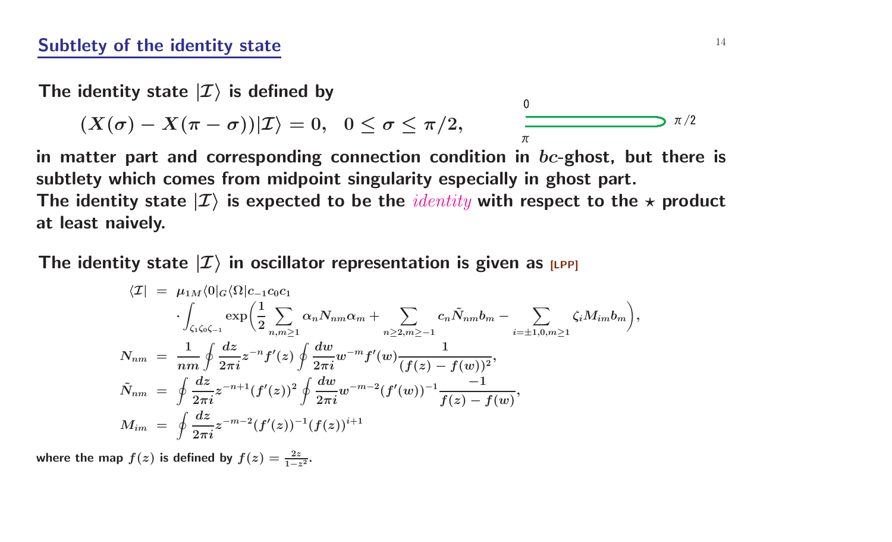## Subtlety of the identity state

The identity state $|\mathcal{I}\rangle$ is defined by

$$(X(\sigma) - X(\pi - \sigma))|\mathcal{I}\rangle = 0, \quad 0 \le \sigma \le \pi/2,$$

in matter part and corresponding connection condition in $bc$-ghost, but there is subtlety which comes from midpoint singularity especially in ghost part.
The identity state $|\mathcal{I}\rangle$ is expected to be the *identity* with respect to the $\star$ product at least naively.

The identity state $|\mathcal{I}\rangle$ in oscillator representation is given as [LPP]

$$
\begin{aligned}
\langle \mathcal{I}| &= \mu_{1M} \langle 0|_G \langle \Omega| c_{-1} c_0 c_1 \\
&\quad \cdot \int_{\zeta_1 \zeta_0 \zeta_{-1}} \exp\Big( \frac{1}{2} \sum_{n,m \ge 1} \alpha_n N_{nm} \alpha_m + \sum_{n \ge 2, m \ge -1} c_n \tilde{N}_{nm} b_m - \sum_{i = \pm 1, 0, m \ge 1} \zeta_i M_{im} b_m \Big), \\
N_{nm} &= \frac{1}{nm} \oint \frac{dz}{2\pi i} z^{-n} f'(z) \oint \frac{dw}{2\pi i} w^{-m} f'(w) \frac{1}{(f(z) - f(w))^2}, \\
\tilde{N}_{nm} &= \oint \frac{dz}{2\pi i} z^{-n+1} (f'(z))^2 \oint \frac{dw}{2\pi i} w^{-m-2} (f'(w))^{-1} \frac{-1}{f(z) - f(w)}, \\
M_{im} &= \oint \frac{dz}{2\pi i} z^{-m-2} (f'(z))^{-1} (f(z))^{i+1}
\end{aligned}
$$

where the map $f(z)$ is defined by $f(z) = \frac{2z}{1 - z^2}$.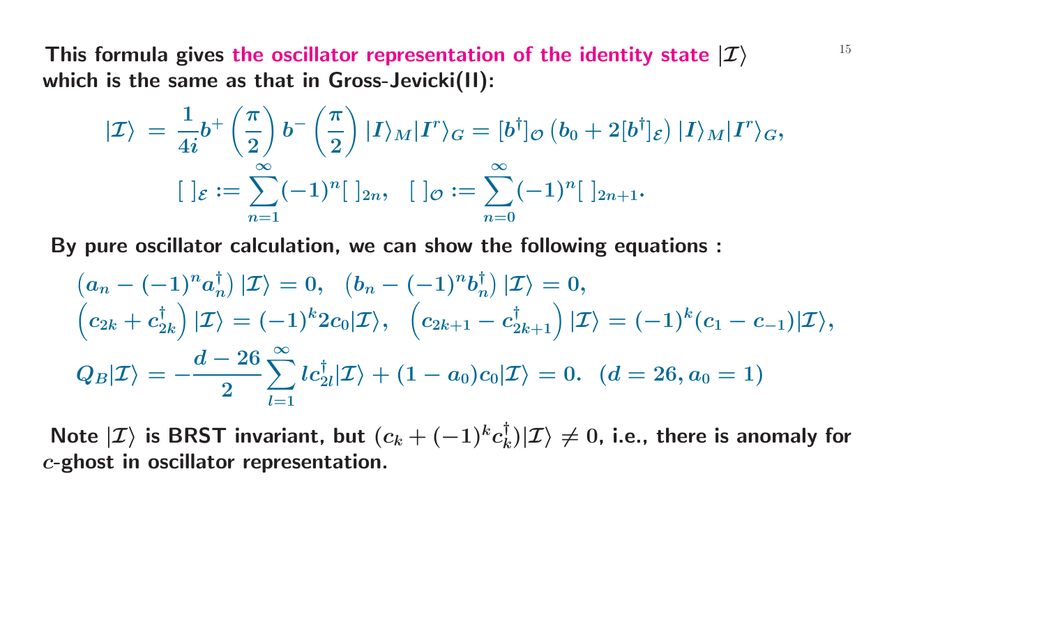**This formula gives the oscillator representation of the identity state $|\mathcal{I}\rangle$ which is the same as that in Gross-Jevicki(II):**

$$|\mathcal{I}\rangle = \frac{1}{4i} b^{+}\left(\frac{\pi}{2}\right) b^{-}\left(\frac{\pi}{2}\right) |I\rangle_M |I^r\rangle_G = [b^\dagger]_{\mathcal{O}} \left(b_0 + 2[b^\dagger]_{\mathcal{E}}\right) |I\rangle_M |I^r\rangle_G,$$

$$[\ ]_{\mathcal{E}} := \sum_{n=1}^{\infty} (-1)^n [\ ]_{2n}, \quad [\ ]_{\mathcal{O}} := \sum_{n=0}^{\infty} (-1)^n [\ ]_{2n+1}.$$

**By pure oscillator calculation, we can show the following equations :**

$$\left(a_n - (-1)^n a_n^\dagger\right) |\mathcal{I}\rangle = 0, \quad \left(b_n - (-1)^n b_n^\dagger\right) |\mathcal{I}\rangle = 0,$$

$$\left(c_{2k} + c_{2k}^\dagger\right) |\mathcal{I}\rangle = (-1)^k 2 c_0 |\mathcal{I}\rangle, \quad \left(c_{2k+1} - c_{2k+1}^\dagger\right) |\mathcal{I}\rangle = (-1)^k (c_1 - c_{-1}) |\mathcal{I}\rangle,$$

$$Q_B |\mathcal{I}\rangle = -\frac{d-26}{2} \sum_{l=1}^{\infty} l c_{2l}^\dagger |\mathcal{I}\rangle + (1 - a_0) c_0 |\mathcal{I}\rangle = 0. \quad (d = 26, a_0 = 1)$$

**Note $|\mathcal{I}\rangle$ is BRST invariant, but $(c_k + (-1)^k c_k^\dagger)|\mathcal{I}\rangle \neq 0$, i.e., there is anomaly for $c$-ghost in oscillator representation.**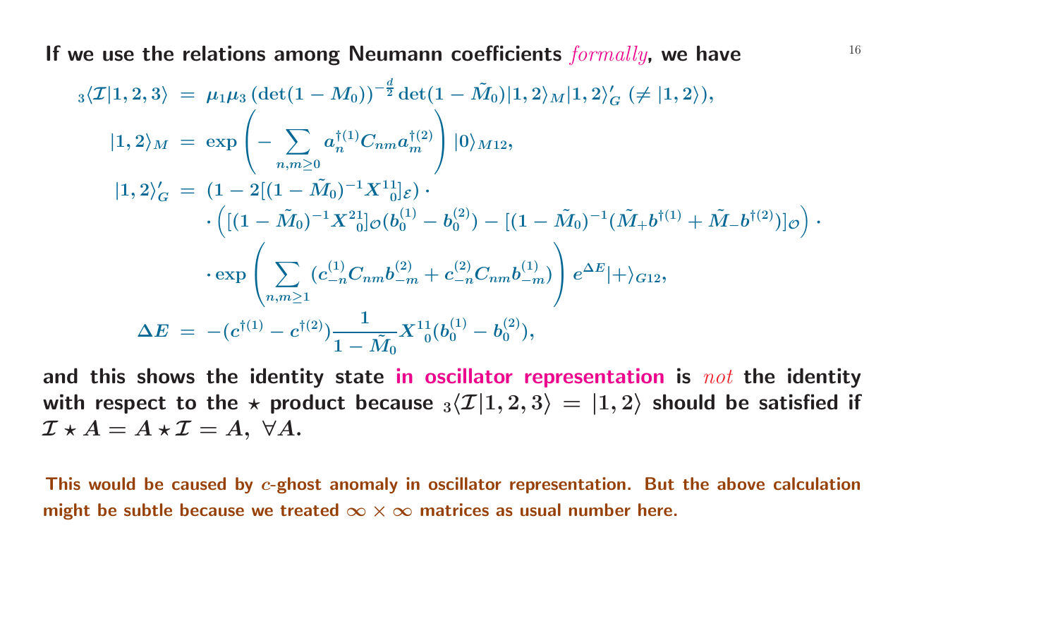**If we use the relations among Neumann coefficients** *formally*, **we have**

$$
\begin{aligned}
{}_3\langle\mathcal{I}|1,2,3\rangle &= \mu_1\mu_3\,(\det(1-M_0))^{-\frac{d}{2}}\det(1-\tilde{M}_0)|1,2\rangle_M|1,2\rangle'_G\ (\neq|1,2\rangle),\\
|1,2\rangle_M &= \exp\left(-\sum_{n,m\geq 0}a_n^{\dagger(1)}C_{nm}a_m^{\dagger(2)}\right)|0\rangle_{M12},\\
|1,2\rangle'_G &= (1-2[(1-\tilde{M}_0)^{-1}X^{11}{}_0]_{\mathcal{E}})\cdot\\
&\quad\cdot\left([(1-\tilde{M}_0)^{-1}X^{21}{}_0]_{\mathcal{O}}(b_0^{(1)}-b_0^{(2)})-[(1-\tilde{M}_0)^{-1}(\tilde{M}_+b^{\dagger(1)}+\tilde{M}_-b^{\dagger(2)})]_{\mathcal{O}}\right)\cdot\\
&\quad\cdot\exp\left(\sum_{n,m\geq 1}(c_{-n}^{(1)}C_{nm}b_{-m}^{(2)}+c_{-n}^{(2)}C_{nm}b_{-m}^{(1)})\right)e^{\Delta E}|+\rangle_{G12},\\
\Delta E &= -(c^{\dagger(1)}-c^{\dagger(2)})\frac{1}{1-\tilde{M}_0}X^{11}{}_0(b_0^{(1)}-b_0^{(2)}),
\end{aligned}
$$

**and this shows the identity state in oscillator representation is** *not* **the identity with respect to the $\star$ product because ${}_3\langle\mathcal{I}|1,2,3\rangle=|1,2\rangle$ should be satisfied if $\mathcal{I}\star A=A\star\mathcal{I}=A,\ \forall A$.**

**This would be caused by $c$-ghost anomaly in oscillator representation. But the above calculation might be subtle because we treated $\infty\times\infty$ matrices as usual number here.**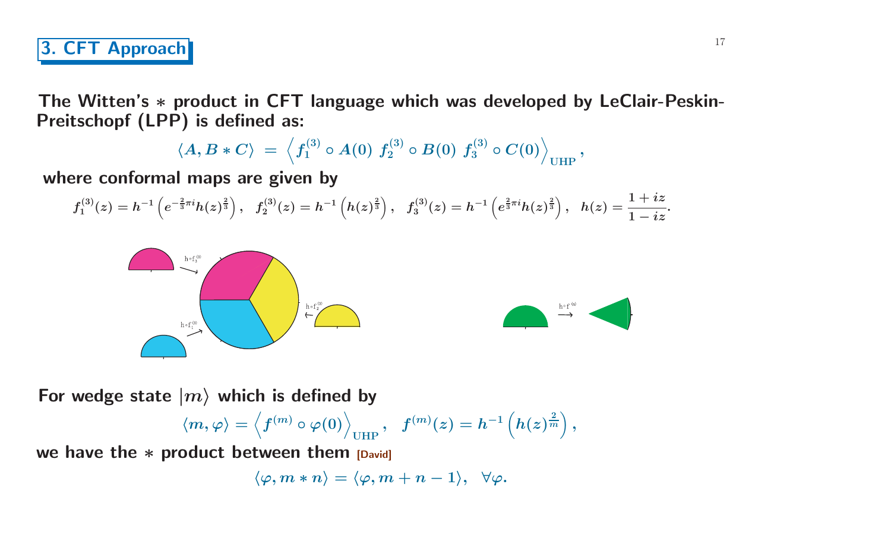# 3. CFT Approach

**The Witten's $*$ product in CFT language which was developed by LeClair-Peskin-Preitschopf (LPP) is defined as:**

$$\langle A, B * C\rangle = \left\langle f_1^{(3)} \circ A(0)\ f_2^{(3)} \circ B(0)\ f_3^{(3)} \circ C(0)\right\rangle_{\rm UHP},$$

**where conformal maps are given by**

$$f_1^{(3)}(z) = h^{-1}\left(e^{-\frac{2}{3}\pi i} h(z)^{\frac{2}{3}}\right),\quad f_2^{(3)}(z) = h^{-1}\left(h(z)^{\frac{2}{3}}\right),\quad f_3^{(3)}(z) = h^{-1}\left(e^{\frac{2}{3}\pi i} h(z)^{\frac{2}{3}}\right),\quad h(z) = \frac{1+iz}{1-iz}.$$

**For wedge state $|m\rangle$ which is defined by**

$$\langle m, \varphi\rangle = \left\langle f^{(m)} \circ \varphi(0)\right\rangle_{\rm UHP},\quad f^{(m)}(z) = h^{-1}\left(h(z)^{\frac{2}{m}}\right),$$

**we have the $*$ product between them [David]**

$$\langle \varphi, m * n\rangle = \langle \varphi, m+n-1\rangle,\quad \forall\varphi.$$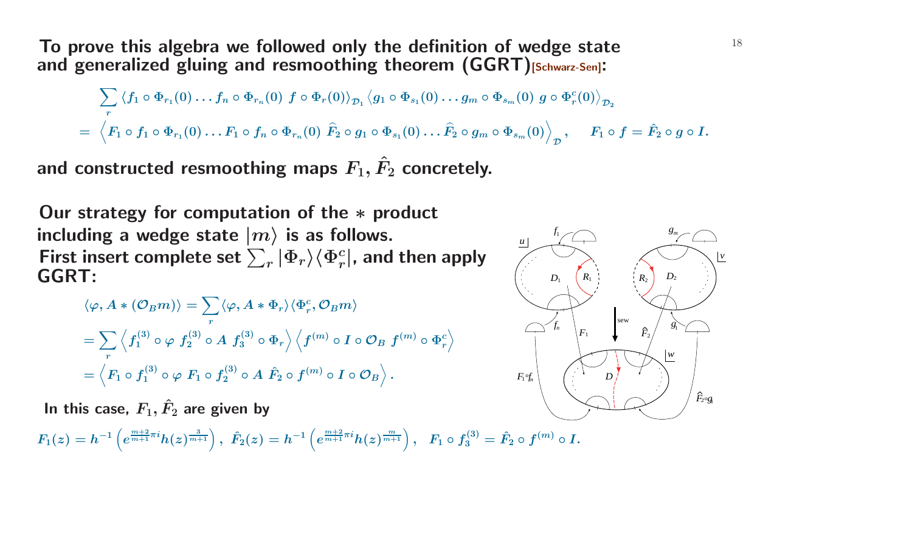**To prove this algebra we followed only the definition of wedge state and generalized gluing and resmoothing theorem (GGRT)[Schwarz-Sen]:**

$$\sum_r \langle f_1 \circ \Phi_{r_1}(0) \dots f_n \circ \Phi_{r_n}(0)\ f \circ \Phi_r(0) \rangle_{\mathcal{D}_1} \langle g_1 \circ \Phi_{s_1}(0) \dots g_m \circ \Phi_{s_m}(0)\ g \circ \Phi_r^c(0) \rangle_{\mathcal{D}_2}$$

$$= \left\langle F_1 \circ f_1 \circ \Phi_{r_1}(0) \dots F_1 \circ f_n \circ \Phi_{r_n}(0)\ \widehat{F}_2 \circ g_1 \circ \Phi_{s_1}(0) \dots \widehat{F}_2 \circ g_m \circ \Phi_{s_m}(0) \right\rangle_{\mathcal{D}}, \quad F_1 \circ f = \hat{F}_2 \circ g \circ I.$$

**and constructed resmoothing maps $F_1, \hat{F}_2$ concretely.**

**Our strategy for computation of the $*$ product including a wedge state $|m\rangle$ is as follows. First insert complete set $\sum_r |\Phi_r\rangle\langle\Phi_r^c|$, and then apply GGRT:**

$$\langle \varphi, A * (\mathcal{O}_B m) \rangle = \sum_r \langle \varphi, A * \Phi_r \rangle \langle \Phi_r^c, \mathcal{O}_B m \rangle$$

$$= \sum_r \left\langle f_1^{(3)} \circ \varphi\ f_2^{(3)} \circ A\ f_3^{(3)} \circ \Phi_r \right\rangle \left\langle f^{(m)} \circ I \circ \mathcal{O}_B\ f^{(m)} \circ \Phi_r^c \right\rangle$$

$$= \left\langle F_1 \circ f_1^{(3)} \circ \varphi\ F_1 \circ f_2^{(3)} \circ A\ \hat{F}_2 \circ f^{(m)} \circ I \circ \mathcal{O}_B \right\rangle.$$

**In this case, $F_1, \hat{F}_2$ are given by**

$$F_1(z) = h^{-1}\left(e^{\frac{m+2}{m+1}\pi i} h(z)^{\frac{3}{m+1}}\right),\ \hat{F}_2(z) = h^{-1}\left(e^{\frac{m+2}{m+1}\pi i} h(z)^{\frac{m}{m+1}}\right),\quad F_1 \circ f_3^{(3)} = \hat{F}_2 \circ f^{(m)} \circ I.$$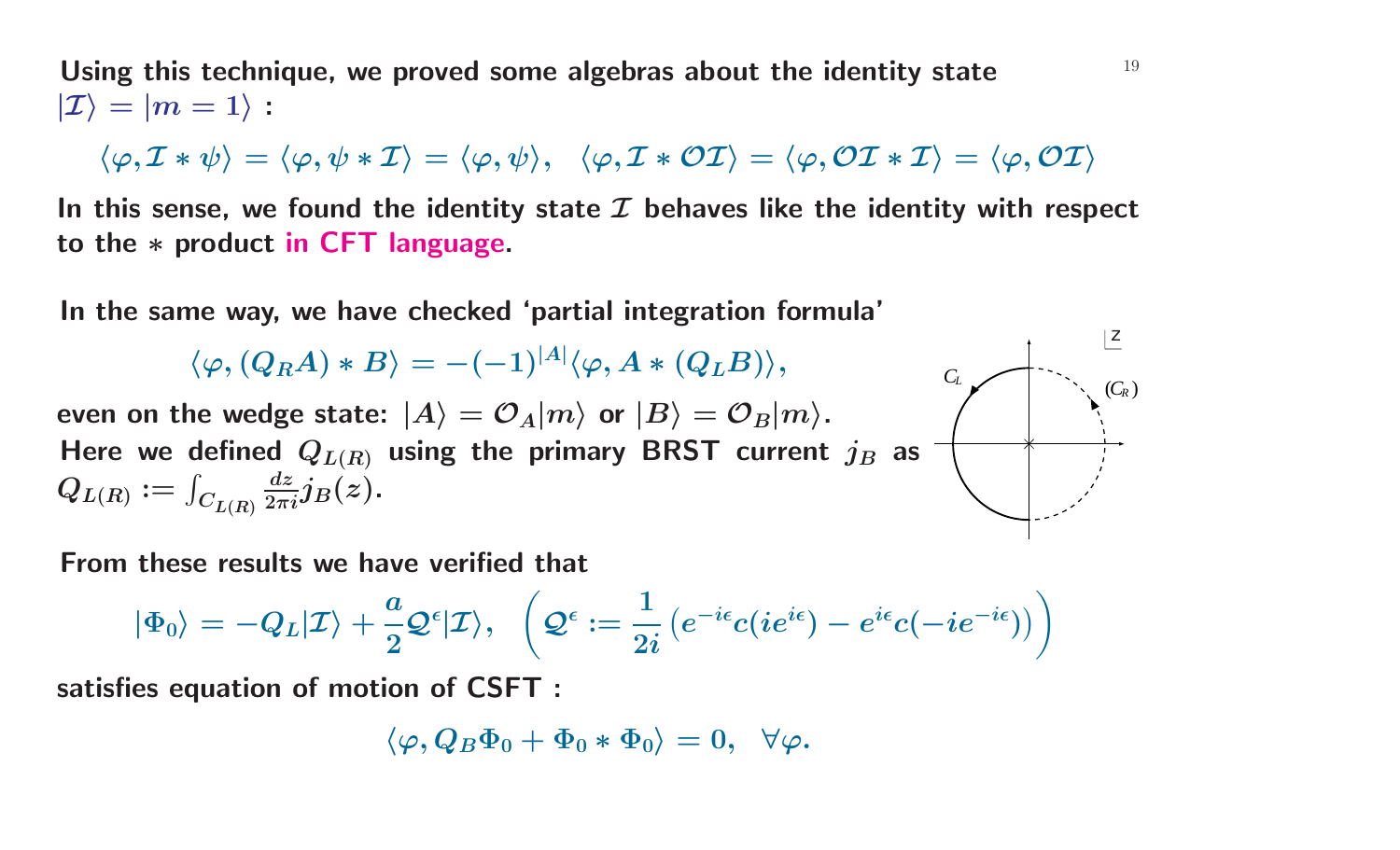**Using this technique, we proved some algebras about the identity state $|\mathcal{I}\rangle = |m = 1\rangle$ :**

$$\langle \varphi, \mathcal{I} * \psi \rangle = \langle \varphi, \psi * \mathcal{I} \rangle = \langle \varphi, \psi \rangle, \quad \langle \varphi, \mathcal{I} * \mathcal{O}\mathcal{I} \rangle = \langle \varphi, \mathcal{O}\mathcal{I} * \mathcal{I} \rangle = \langle \varphi, \mathcal{O}\mathcal{I} \rangle$$

**In this sense, we found the identity state $\mathcal{I}$ behaves like the identity with respect to the $*$ product in CFT language.**

**In the same way, we have checked 'partial integration formula'**

$$\langle \varphi, (Q_R A) * B \rangle = -(-1)^{|A|} \langle \varphi, A * (Q_L B) \rangle,$$

**even on the wedge state: $|A\rangle = \mathcal{O}_A |m\rangle$ or $|B\rangle = \mathcal{O}_B |m\rangle$.**
**Here we defined $Q_{L(R)}$ using the primary BRST current $j_B$ as $Q_{L(R)} := \int_{C_{L(R)}} \frac{dz}{2\pi i} j_B(z)$.**

**From these results we have verified that**

$$|\Phi_0\rangle = -Q_L |\mathcal{I}\rangle + \frac{a}{2} \mathcal{Q}^\epsilon |\mathcal{I}\rangle, \quad \left( \mathcal{Q}^\epsilon := \frac{1}{2i} \left( e^{-i\epsilon} c(ie^{i\epsilon}) - e^{i\epsilon} c(-ie^{-i\epsilon}) \right) \right)$$

**satisfies equation of motion of CSFT :**

$$\langle \varphi, Q_B \Phi_0 + \Phi_0 * \Phi_0 \rangle = 0, \quad \forall \varphi.$$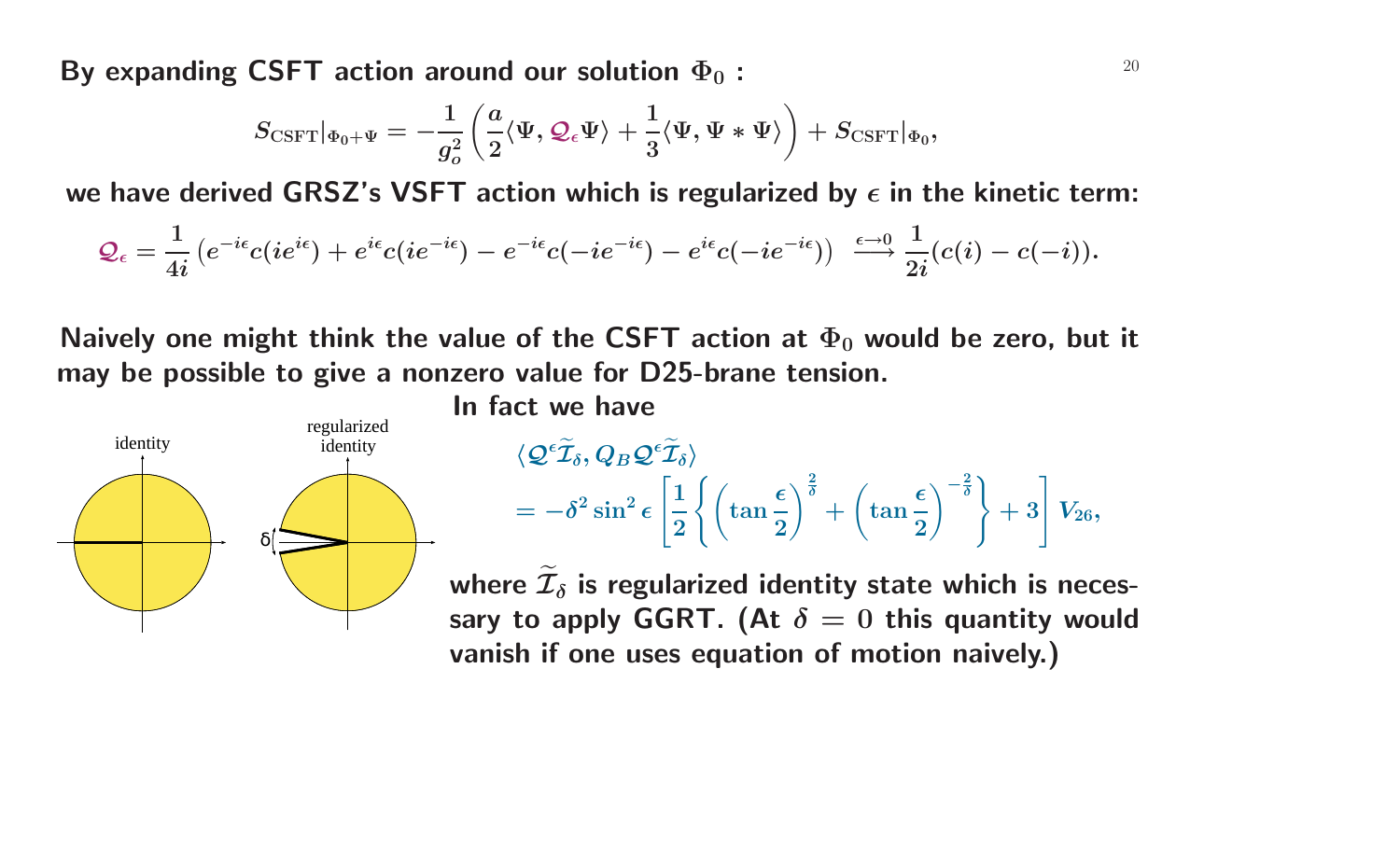**By expanding CSFT action around our solution $\Phi_0$ :**

$$S_{\mathrm{CSFT}}|_{\Phi_0+\Psi} = -\frac{1}{g_o^2}\left(\frac{a}{2}\langle\Psi, \mathcal{Q}_\epsilon\Psi\rangle + \frac{1}{3}\langle\Psi, \Psi * \Psi\rangle\right) + S_{\mathrm{CSFT}}|_{\Phi_0},$$

**we have derived GRSZ's VSFT action which is regularized by $\epsilon$ in the kinetic term:**

$$\mathcal{Q}_\epsilon = \frac{1}{4i}\left(e^{-i\epsilon}c(ie^{i\epsilon}) + e^{i\epsilon}c(ie^{-i\epsilon}) - e^{-i\epsilon}c(-ie^{-i\epsilon}) - e^{i\epsilon}c(-ie^{-i\epsilon})\right) \xrightarrow{\epsilon\to 0} \frac{1}{2i}(c(i) - c(-i)).$$

**Naively one might think the value of the CSFT action at $\Phi_0$ would be zero, but it may be possible to give a nonzero value for D25-brane tension.**

identity

regularized identity

δ

**In fact we have**

$$\langle\mathcal{Q}^\epsilon\widetilde{\mathcal{I}}_\delta, Q_B\mathcal{Q}^\epsilon\widetilde{\mathcal{I}}_\delta\rangle$$
$$= -\delta^2\sin^2\epsilon\left[\frac{1}{2}\left\{\left(\tan\frac{\epsilon}{2}\right)^{\frac{2}{\delta}} + \left(\tan\frac{\epsilon}{2}\right)^{-\frac{2}{\delta}}\right\} + 3\right]V_{26},$$

**where $\widetilde{\mathcal{I}}_\delta$ is regularized identity state which is necessary to apply GGRT. (At $\delta = 0$ this quantity would vanish if one uses equation of motion naively.)**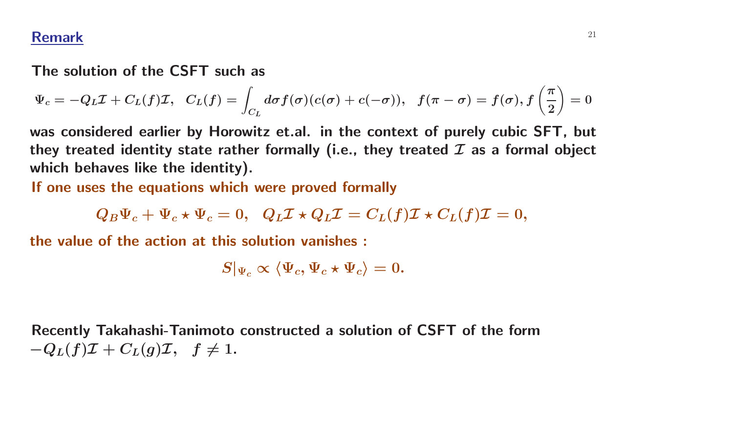## Remark

The solution of the CSFT such as

$$\Psi_c = -Q_L\mathcal{I} + C_L(f)\mathcal{I}, \quad C_L(f) = \int_{C_L} d\sigma f(\sigma)(c(\sigma) + c(-\sigma)), \quad f(\pi - \sigma) = f(\sigma), f\left(\frac{\pi}{2}\right) = 0$$

was considered earlier by Horowitz et.al. in the context of purely cubic SFT, but they treated identity state rather formally (i.e., they treated $\mathcal{I}$ as a formal object which behaves like the identity).

If one uses the equations which were proved formally

$$Q_B\Psi_c + \Psi_c \star \Psi_c = 0, \quad Q_L\mathcal{I} \star Q_L\mathcal{I} = C_L(f)\mathcal{I} \star C_L(f)\mathcal{I} = 0,$$

the value of the action at this solution vanishes :

$$S|_{\Psi_c} \propto \langle \Psi_c, \Psi_c \star \Psi_c \rangle = 0.$$

Recently Takahashi-Tanimoto constructed a solution of CSFT of the form $-Q_L(f)\mathcal{I} + C_L(g)\mathcal{I}, \quad f \neq 1.$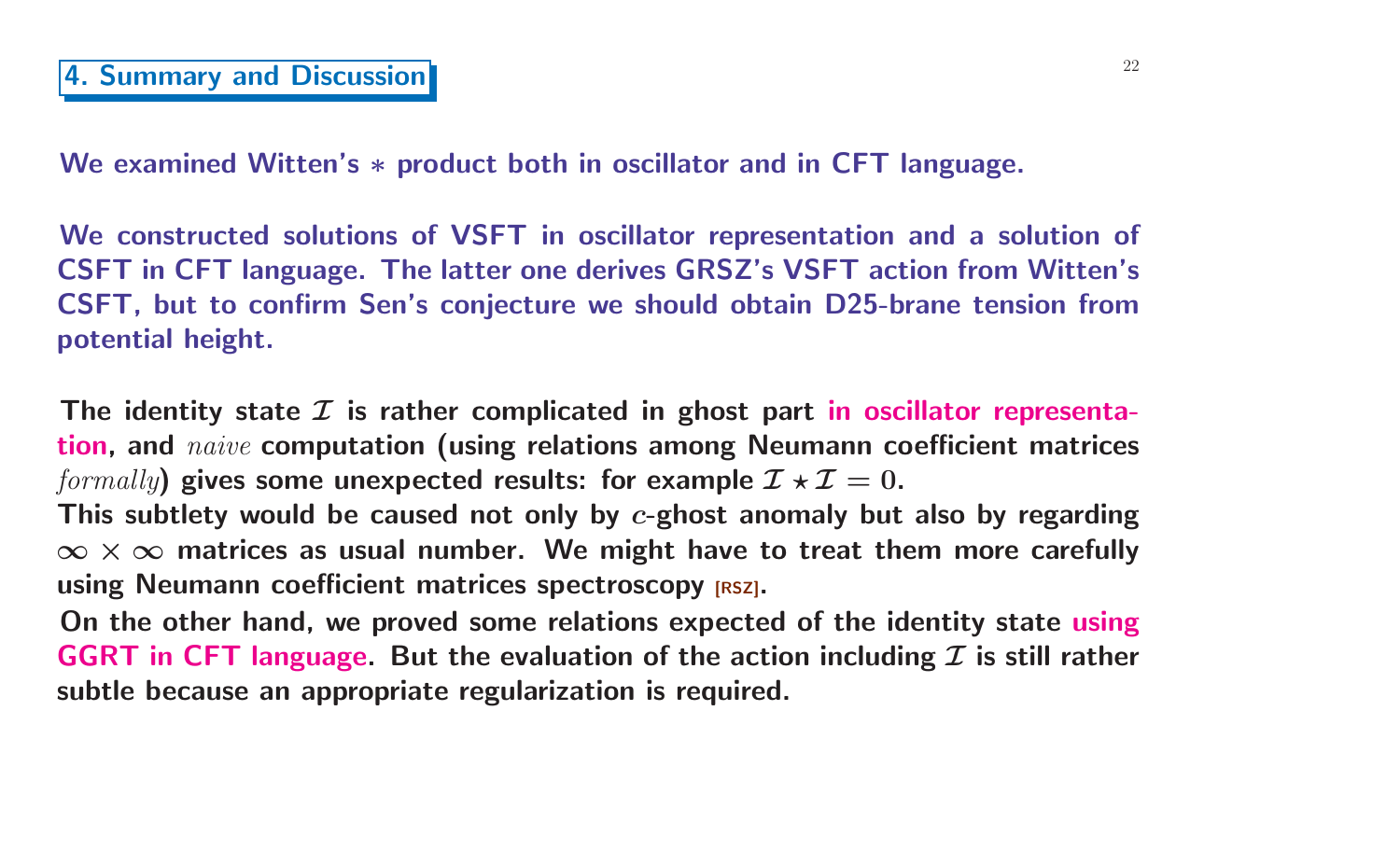# 4. Summary and Discussion

We examined Witten's $*$ product both in oscillator and in CFT language.

We constructed solutions of VSFT in oscillator representation and a solution of CSFT in CFT language. The latter one derives GRSZ's VSFT action from Witten's CSFT, but to confirm Sen's conjecture we should obtain D25-brane tension from potential height.

The identity state $\mathcal{I}$ is rather complicated in ghost part in oscillator representation, and *naive* computation (using relations among Neumann coefficient matrices *formally*) gives some unexpected results: for example $\mathcal{I} \star \mathcal{I} = 0$.
This subtlety would be caused not only by $c$-ghost anomaly but also by regarding $\infty \times \infty$ matrices as usual number. We might have to treat them more carefully using Neumann coefficient matrices spectroscopy [RSZ].
On the other hand, we proved some relations expected of the identity state using GGRT in CFT language. But the evaluation of the action including $\mathcal{I}$ is still rather subtle because an appropriate regularization is required.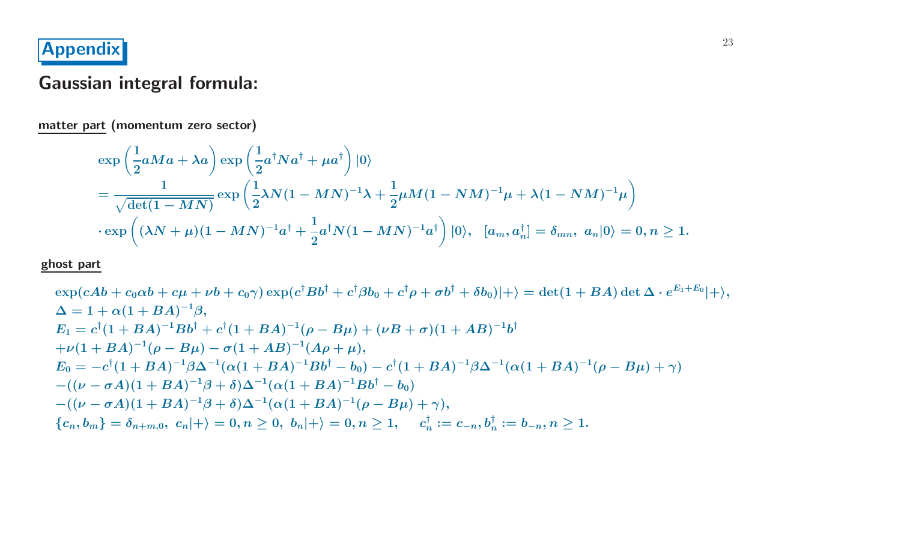# Appendix

## Gaussian integral formula:

**matter part (momentum zero sector)**

$$
\begin{aligned}
&\exp\left(\frac{1}{2}aMa+\lambda a\right)\exp\left(\frac{1}{2}a^\dagger N a^\dagger+\mu a^\dagger\right)|0\rangle\\
&=\frac{1}{\sqrt{\det(1-MN)}}\exp\left(\frac{1}{2}\lambda N(1-MN)^{-1}\lambda+\frac{1}{2}\mu M(1-NM)^{-1}\mu+\lambda(1-NM)^{-1}\mu\right)\\
&\cdot\exp\left((\lambda N+\mu)(1-MN)^{-1}a^\dagger+\frac{1}{2}a^\dagger N(1-MN)^{-1}a^\dagger\right)|0\rangle,\quad [a_m,a_n^\dagger]=\delta_{mn},\ a_n|0\rangle=0,n\geq 1.
\end{aligned}
$$

**ghost part**

$$
\begin{aligned}
&\exp(cAb+c_0\alpha b+c\mu+\nu b+c_0\gamma)\exp(c^\dagger Bb^\dagger+c^\dagger\beta b_0+c^\dagger\rho+\sigma b^\dagger+\delta b_0)|+\rangle=\det(1+BA)\det\Delta\cdot e^{E_1+E_0}|+\rangle,\\
&\Delta=1+\alpha(1+BA)^{-1}\beta,\\
&E_1=c^\dagger(1+BA)^{-1}Bb^\dagger+c^\dagger(1+BA)^{-1}(\rho-B\mu)+(\nu B+\sigma)(1+AB)^{-1}b^\dagger\\
&+\nu(1+BA)^{-1}(\rho-B\mu)-\sigma(1+AB)^{-1}(A\rho+\mu),\\
&E_0=-c^\dagger(1+BA)^{-1}\beta\Delta^{-1}(\alpha(1+BA)^{-1}Bb^\dagger-b_0)-c^\dagger(1+BA)^{-1}\beta\Delta^{-1}(\alpha(1+BA)^{-1}(\rho-B\mu)+\gamma)\\
&-((\nu-\sigma A)(1+BA)^{-1}\beta+\delta)\Delta^{-1}(\alpha(1+BA)^{-1}Bb^\dagger-b_0)\\
&-((\nu-\sigma A)(1+BA)^{-1}\beta+\delta)\Delta^{-1}(\alpha(1+BA)^{-1}(\rho-B\mu)+\gamma),\\
&\{c_n,b_m\}=\delta_{n+m,0},\ c_n|+\rangle=0,n\geq 0,\ b_n|+\rangle=0,n\geq 1,\qquad c_n^\dagger:=c_{-n},b_n^\dagger:=b_{-n},n\geq 1.
\end{aligned}
$$